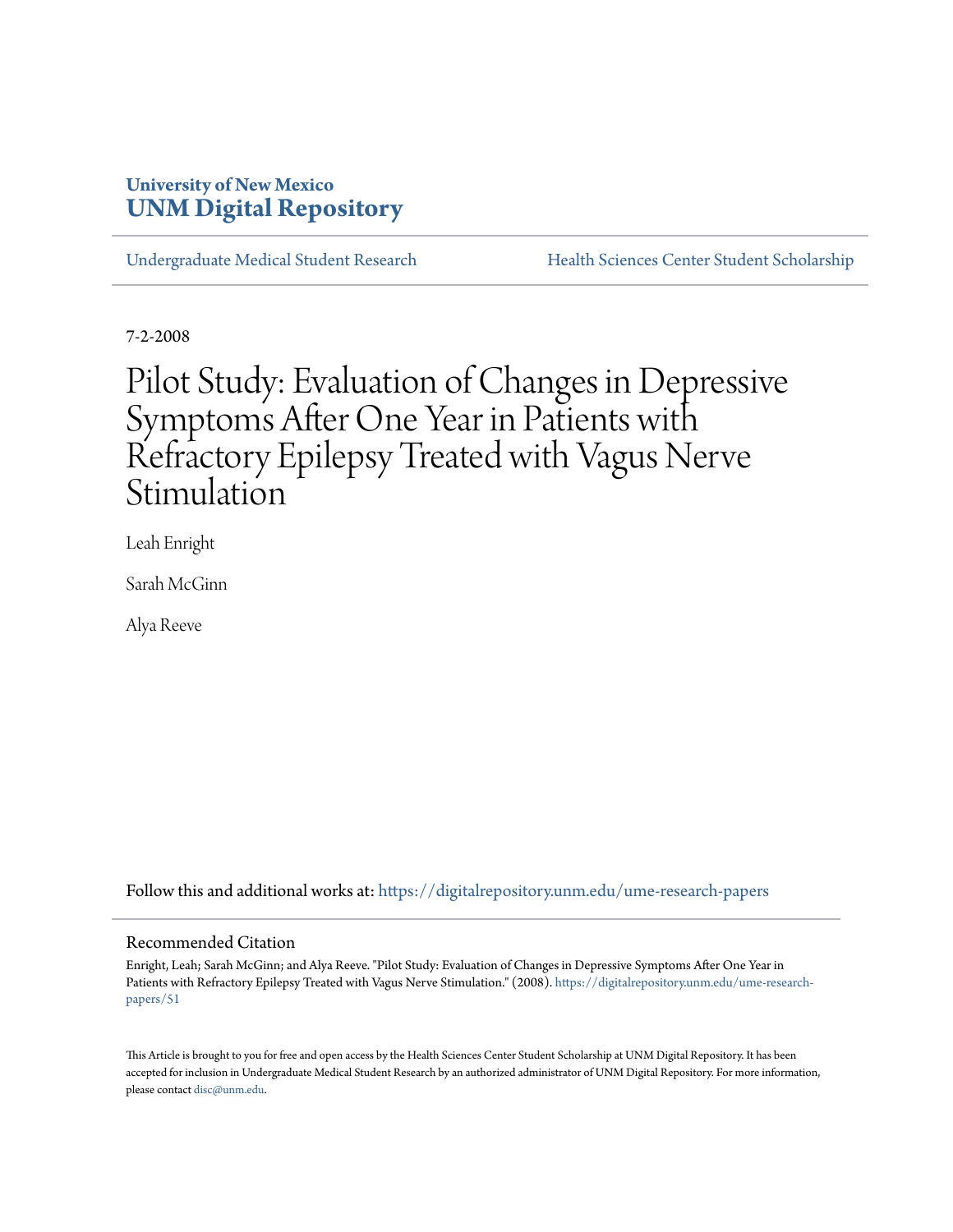University of New Mexico
**UNM Digital Repository**

Undergraduate Medical Student Research | Health Sciences Center Student Scholarship

7-2-2008

# Pilot Study: Evaluation of Changes in Depressive Symptoms After One Year in Patients with Refractory Epilepsy Treated with Vagus Nerve Stimulation

Leah Enright

Sarah McGinn

Alya Reeve

Follow this and additional works at: https://digitalrepository.unm.edu/ume-research-papers

## Recommended Citation

Enright, Leah; Sarah McGinn; and Alya Reeve. "Pilot Study: Evaluation of Changes in Depressive Symptoms After One Year in Patients with Refractory Epilepsy Treated with Vagus Nerve Stimulation." (2008). https://digitalrepository.unm.edu/ume-research-papers/51

This Article is brought to you for free and open access by the Health Sciences Center Student Scholarship at UNM Digital Repository. It has been accepted for inclusion in Undergraduate Medical Student Research by an authorized administrator of UNM Digital Repository. For more information, please contact disc@unm.edu.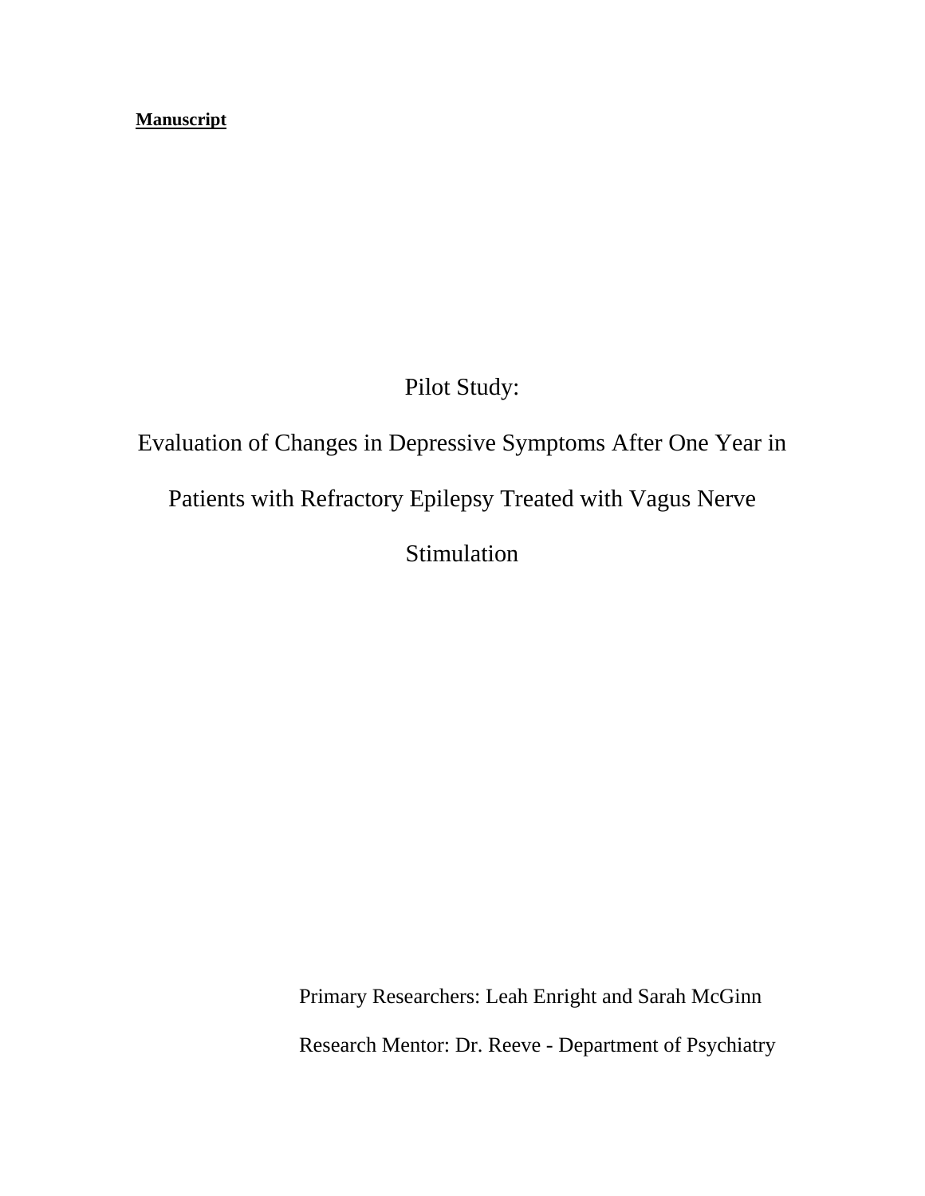**Manuscript**

# Pilot Study:

# Evaluation of Changes in Depressive Symptoms After One Year in Patients with Refractory Epilepsy Treated with Vagus Nerve Stimulation

Primary Researchers: Leah Enright and Sarah McGinn

Research Mentor: Dr. Reeve - Department of Psychiatry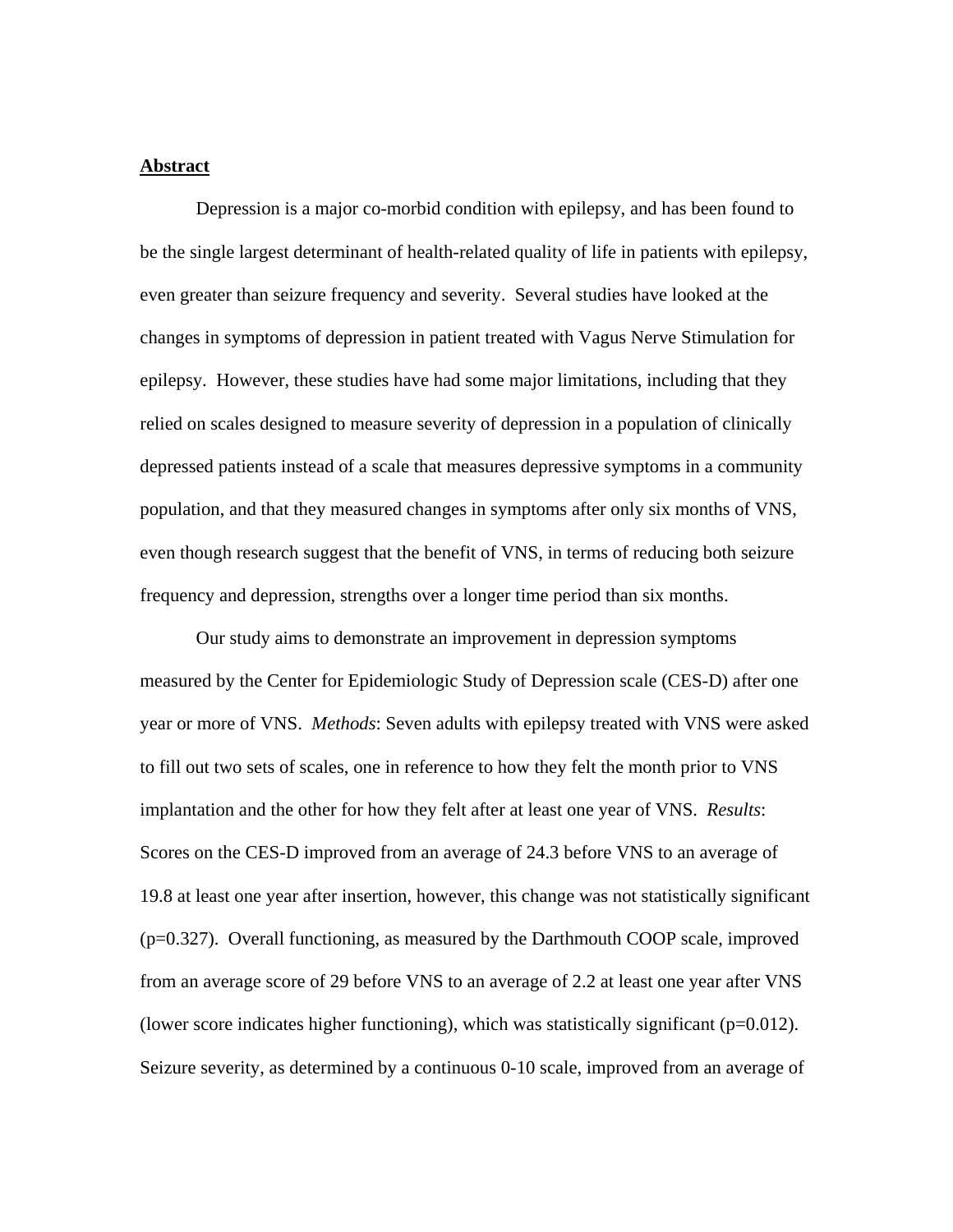## **Abstract**

Depression is a major co-morbid condition with epilepsy, and has been found to be the single largest determinant of health-related quality of life in patients with epilepsy, even greater than seizure frequency and severity. Several studies have looked at the changes in symptoms of depression in patient treated with Vagus Nerve Stimulation for epilepsy. However, these studies have had some major limitations, including that they relied on scales designed to measure severity of depression in a population of clinically depressed patients instead of a scale that measures depressive symptoms in a community population, and that they measured changes in symptoms after only six months of VNS, even though research suggest that the benefit of VNS, in terms of reducing both seizure frequency and depression, strengths over a longer time period than six months.

Our study aims to demonstrate an improvement in depression symptoms measured by the Center for Epidemiologic Study of Depression scale (CES-D) after one year or more of VNS. *Methods*: Seven adults with epilepsy treated with VNS were asked to fill out two sets of scales, one in reference to how they felt the month prior to VNS implantation and the other for how they felt after at least one year of VNS. *Results*: Scores on the CES-D improved from an average of 24.3 before VNS to an average of 19.8 at least one year after insertion, however, this change was not statistically significant ($p=0.327$). Overall functioning, as measured by the Darthmouth COOP scale, improved from an average score of 29 before VNS to an average of 2.2 at least one year after VNS (lower score indicates higher functioning), which was statistically significant ($p=0.012$). Seizure severity, as determined by a continuous 0-10 scale, improved from an average of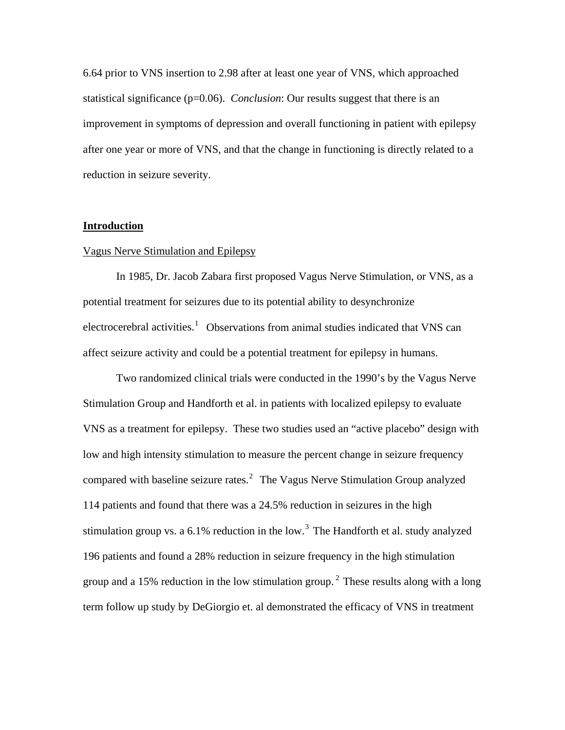6.64 prior to VNS insertion to 2.98 after at least one year of VNS, which approached statistical significance (p=0.06). *Conclusion*: Our results suggest that there is an improvement in symptoms of depression and overall functioning in patient with epilepsy after one year or more of VNS, and that the change in functioning is directly related to a reduction in seizure severity.

## Introduction

### Vagus Nerve Stimulation and Epilepsy

In 1985, Dr. Jacob Zabara first proposed Vagus Nerve Stimulation, or VNS, as a potential treatment for seizures due to its potential ability to desynchronize electrocerebral activities.[1] Observations from animal studies indicated that VNS can affect seizure activity and could be a potential treatment for epilepsy in humans.

Two randomized clinical trials were conducted in the 1990's by the Vagus Nerve Stimulation Group and Handforth et al. in patients with localized epilepsy to evaluate VNS as a treatment for epilepsy. These two studies used an "active placebo" design with low and high intensity stimulation to measure the percent change in seizure frequency compared with baseline seizure rates.[2] The Vagus Nerve Stimulation Group analyzed 114 patients and found that there was a 24.5% reduction in seizures in the high stimulation group vs. a 6.1% reduction in the low.[3] The Handforth et al. study analyzed 196 patients and found a 28% reduction in seizure frequency in the high stimulation group and a 15% reduction in the low stimulation group.[2] These results along with a long term follow up study by DeGiorgio et. al demonstrated the efficacy of VNS in treatment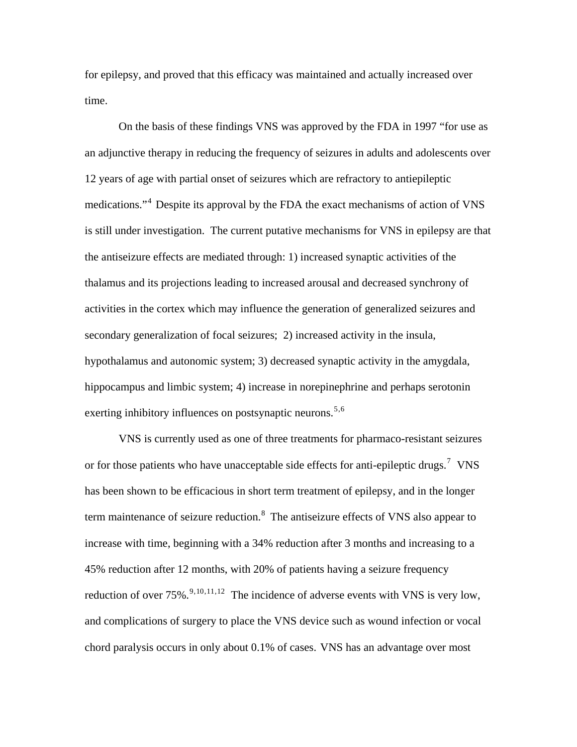for epilepsy, and proved that this efficacy was maintained and actually increased over time.

On the basis of these findings VNS was approved by the FDA in 1997 "for use as an adjunctive therapy in reducing the frequency of seizures in adults and adolescents over 12 years of age with partial onset of seizures which are refractory to antiepileptic medications."[4] Despite its approval by the FDA the exact mechanisms of action of VNS is still under investigation. The current putative mechanisms for VNS in epilepsy are that the antiseizure effects are mediated through: 1) increased synaptic activities of the thalamus and its projections leading to increased arousal and decreased synchrony of activities in the cortex which may influence the generation of generalized seizures and secondary generalization of focal seizures; 2) increased activity in the insula, hypothalamus and autonomic system; 3) decreased synaptic activity in the amygdala, hippocampus and limbic system; 4) increase in norepinephrine and perhaps serotonin exerting inhibitory influences on postsynaptic neurons.[5,6]

VNS is currently used as one of three treatments for pharmaco-resistant seizures or for those patients who have unacceptable side effects for anti-epileptic drugs.[7] VNS has been shown to be efficacious in short term treatment of epilepsy, and in the longer term maintenance of seizure reduction.[8] The antiseizure effects of VNS also appear to increase with time, beginning with a 34% reduction after 3 months and increasing to a 45% reduction after 12 months, with 20% of patients having a seizure frequency reduction of over 75%.[9,10,11,12] The incidence of adverse events with VNS is very low, and complications of surgery to place the VNS device such as wound infection or vocal chord paralysis occurs in only about 0.1% of cases. VNS has an advantage over most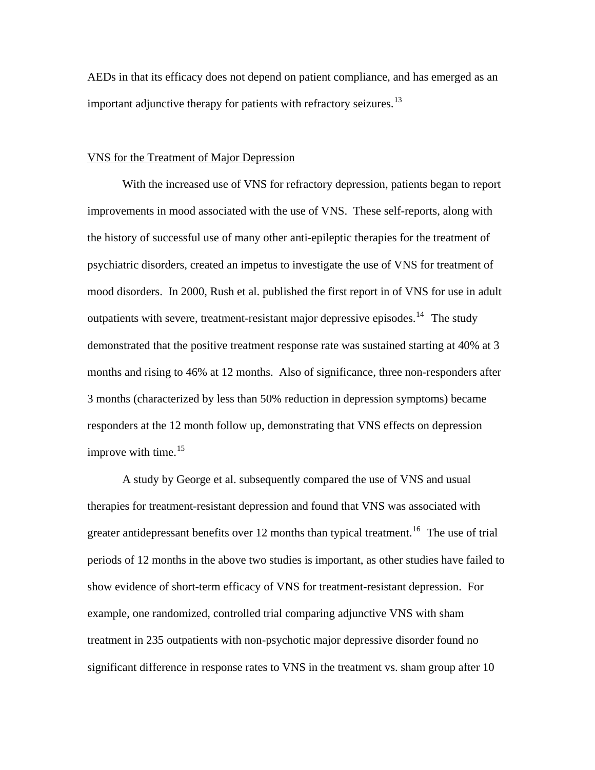AEDs in that its efficacy does not depend on patient compliance, and has emerged as an important adjunctive therapy for patients with refractory seizures.[13]

VNS for the Treatment of Major Depression

With the increased use of VNS for refractory depression, patients began to report improvements in mood associated with the use of VNS. These self-reports, along with the history of successful use of many other anti-epileptic therapies for the treatment of psychiatric disorders, created an impetus to investigate the use of VNS for treatment of mood disorders. In 2000, Rush et al. published the first report in of VNS for use in adult outpatients with severe, treatment-resistant major depressive episodes.[14] The study demonstrated that the positive treatment response rate was sustained starting at 40% at 3 months and rising to 46% at 12 months. Also of significance, three non-responders after 3 months (characterized by less than 50% reduction in depression symptoms) became responders at the 12 month follow up, demonstrating that VNS effects on depression improve with time.[15]

A study by George et al. subsequently compared the use of VNS and usual therapies for treatment-resistant depression and found that VNS was associated with greater antidepressant benefits over 12 months than typical treatment.[16] The use of trial periods of 12 months in the above two studies is important, as other studies have failed to show evidence of short-term efficacy of VNS for treatment-resistant depression. For example, one randomized, controlled trial comparing adjunctive VNS with sham treatment in 235 outpatients with non-psychotic major depressive disorder found no significant difference in response rates to VNS in the treatment vs. sham group after 10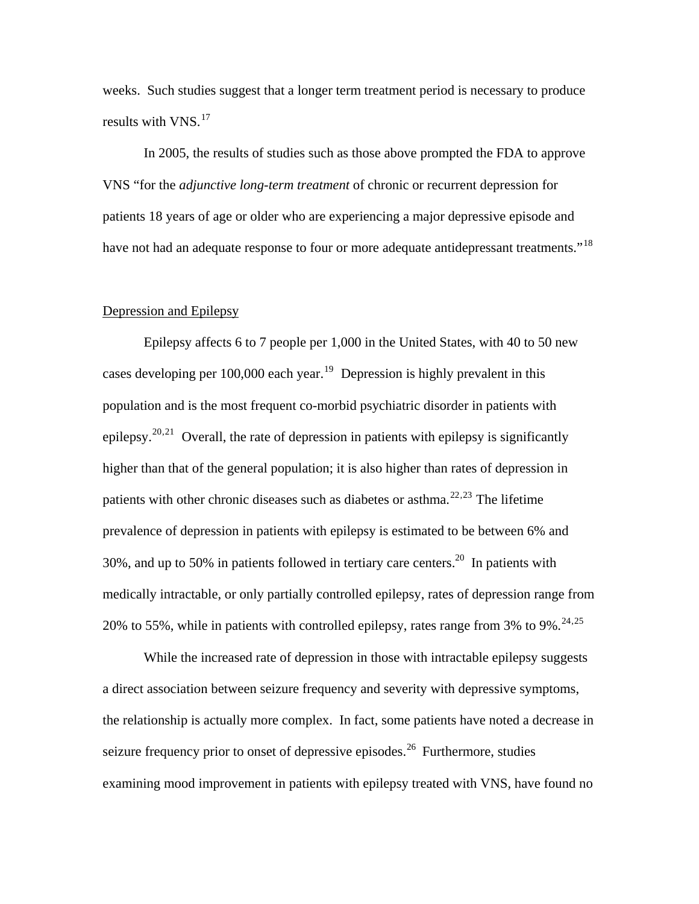weeks. Such studies suggest that a longer term treatment period is necessary to produce results with VNS.[17]

In 2005, the results of studies such as those above prompted the FDA to approve VNS "for the *adjunctive long-term treatment* of chronic or recurrent depression for patients 18 years of age or older who are experiencing a major depressive episode and have not had an adequate response to four or more adequate antidepressant treatments."[18]

## Depression and Epilepsy

Epilepsy affects 6 to 7 people per 1,000 in the United States, with 40 to 50 new cases developing per 100,000 each year.[19] Depression is highly prevalent in this population and is the most frequent co-morbid psychiatric disorder in patients with epilepsy.[20,21] Overall, the rate of depression in patients with epilepsy is significantly higher than that of the general population; it is also higher than rates of depression in patients with other chronic diseases such as diabetes or asthma.[22,23] The lifetime prevalence of depression in patients with epilepsy is estimated to be between 6% and 30%, and up to 50% in patients followed in tertiary care centers.[20] In patients with medically intractable, or only partially controlled epilepsy, rates of depression range from 20% to 55%, while in patients with controlled epilepsy, rates range from 3% to 9%.[24,25]

While the increased rate of depression in those with intractable epilepsy suggests a direct association between seizure frequency and severity with depressive symptoms, the relationship is actually more complex. In fact, some patients have noted a decrease in seizure frequency prior to onset of depressive episodes.[26] Furthermore, studies examining mood improvement in patients with epilepsy treated with VNS, have found no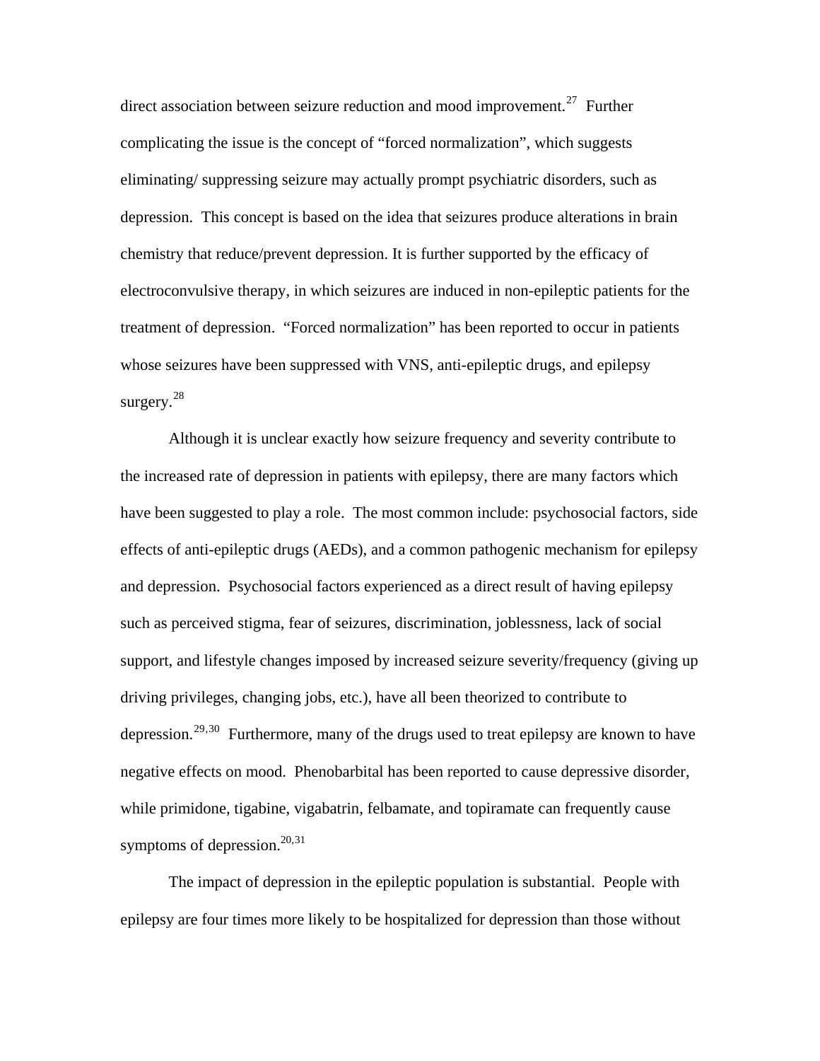direct association between seizure reduction and mood improvement.[27] Further complicating the issue is the concept of "forced normalization", which suggests eliminating/ suppressing seizure may actually prompt psychiatric disorders, such as depression. This concept is based on the idea that seizures produce alterations in brain chemistry that reduce/prevent depression. It is further supported by the efficacy of electroconvulsive therapy, in which seizures are induced in non-epileptic patients for the treatment of depression. "Forced normalization" has been reported to occur in patients whose seizures have been suppressed with VNS, anti-epileptic drugs, and epilepsy surgery.[28]

Although it is unclear exactly how seizure frequency and severity contribute to the increased rate of depression in patients with epilepsy, there are many factors which have been suggested to play a role. The most common include: psychosocial factors, side effects of anti-epileptic drugs (AEDs), and a common pathogenic mechanism for epilepsy and depression. Psychosocial factors experienced as a direct result of having epilepsy such as perceived stigma, fear of seizures, discrimination, joblessness, lack of social support, and lifestyle changes imposed by increased seizure severity/frequency (giving up driving privileges, changing jobs, etc.), have all been theorized to contribute to depression.[29,30] Furthermore, many of the drugs used to treat epilepsy are known to have negative effects on mood. Phenobarbital has been reported to cause depressive disorder, while primidone, tigabine, vigabatrin, felbamate, and topiramate can frequently cause symptoms of depression.[20,31]

The impact of depression in the epileptic population is substantial. People with epilepsy are four times more likely to be hospitalized for depression than those without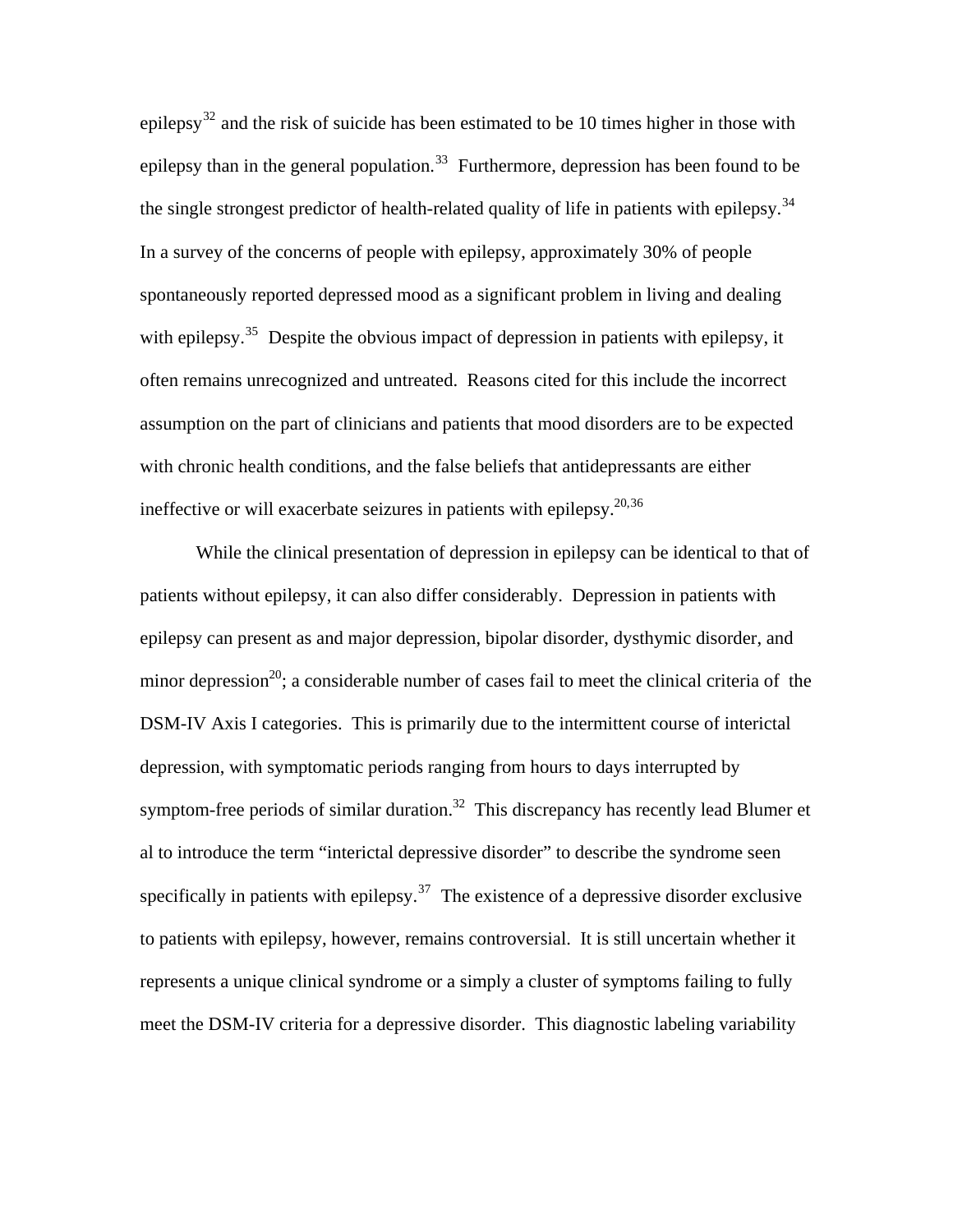epilepsy[32] and the risk of suicide has been estimated to be 10 times higher in those with epilepsy than in the general population.[33] Furthermore, depression has been found to be the single strongest predictor of health-related quality of life in patients with epilepsy.[34] In a survey of the concerns of people with epilepsy, approximately 30% of people spontaneously reported depressed mood as a significant problem in living and dealing with epilepsy.[35] Despite the obvious impact of depression in patients with epilepsy, it often remains unrecognized and untreated. Reasons cited for this include the incorrect assumption on the part of clinicians and patients that mood disorders are to be expected with chronic health conditions, and the false beliefs that antidepressants are either ineffective or will exacerbate seizures in patients with epilepsy.[20,36]

While the clinical presentation of depression in epilepsy can be identical to that of patients without epilepsy, it can also differ considerably. Depression in patients with epilepsy can present as and major depression, bipolar disorder, dysthymic disorder, and minor depression[20]; a considerable number of cases fail to meet the clinical criteria of the DSM-IV Axis I categories. This is primarily due to the intermittent course of interictal depression, with symptomatic periods ranging from hours to days interrupted by symptom-free periods of similar duration.[32] This discrepancy has recently lead Blumer et al to introduce the term "interictal depressive disorder" to describe the syndrome seen specifically in patients with epilepsy.[37] The existence of a depressive disorder exclusive to patients with epilepsy, however, remains controversial. It is still uncertain whether it represents a unique clinical syndrome or a simply a cluster of symptoms failing to fully meet the DSM-IV criteria for a depressive disorder. This diagnostic labeling variability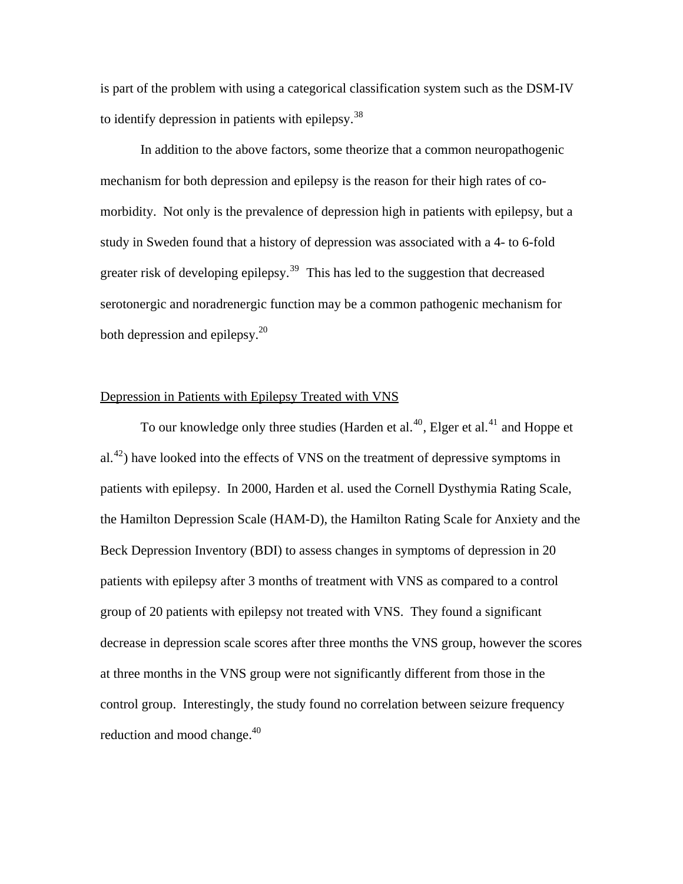is part of the problem with using a categorical classification system such as the DSM-IV to identify depression in patients with epilepsy.[38]

In addition to the above factors, some theorize that a common neuropathogenic mechanism for both depression and epilepsy is the reason for their high rates of co-morbidity. Not only is the prevalence of depression high in patients with epilepsy, but a study in Sweden found that a history of depression was associated with a 4- to 6-fold greater risk of developing epilepsy.[39] This has led to the suggestion that decreased serotonergic and noradrenergic function may be a common pathogenic mechanism for both depression and epilepsy.[20]

## Depression in Patients with Epilepsy Treated with VNS

To our knowledge only three studies (Harden et al.[40], Elger et al.[41] and Hoppe et al.[42]) have looked into the effects of VNS on the treatment of depressive symptoms in patients with epilepsy. In 2000, Harden et al. used the Cornell Dysthymia Rating Scale, the Hamilton Depression Scale (HAM-D), the Hamilton Rating Scale for Anxiety and the Beck Depression Inventory (BDI) to assess changes in symptoms of depression in 20 patients with epilepsy after 3 months of treatment with VNS as compared to a control group of 20 patients with epilepsy not treated with VNS. They found a significant decrease in depression scale scores after three months the VNS group, however the scores at three months in the VNS group were not significantly different from those in the control group. Interestingly, the study found no correlation between seizure frequency reduction and mood change.[40]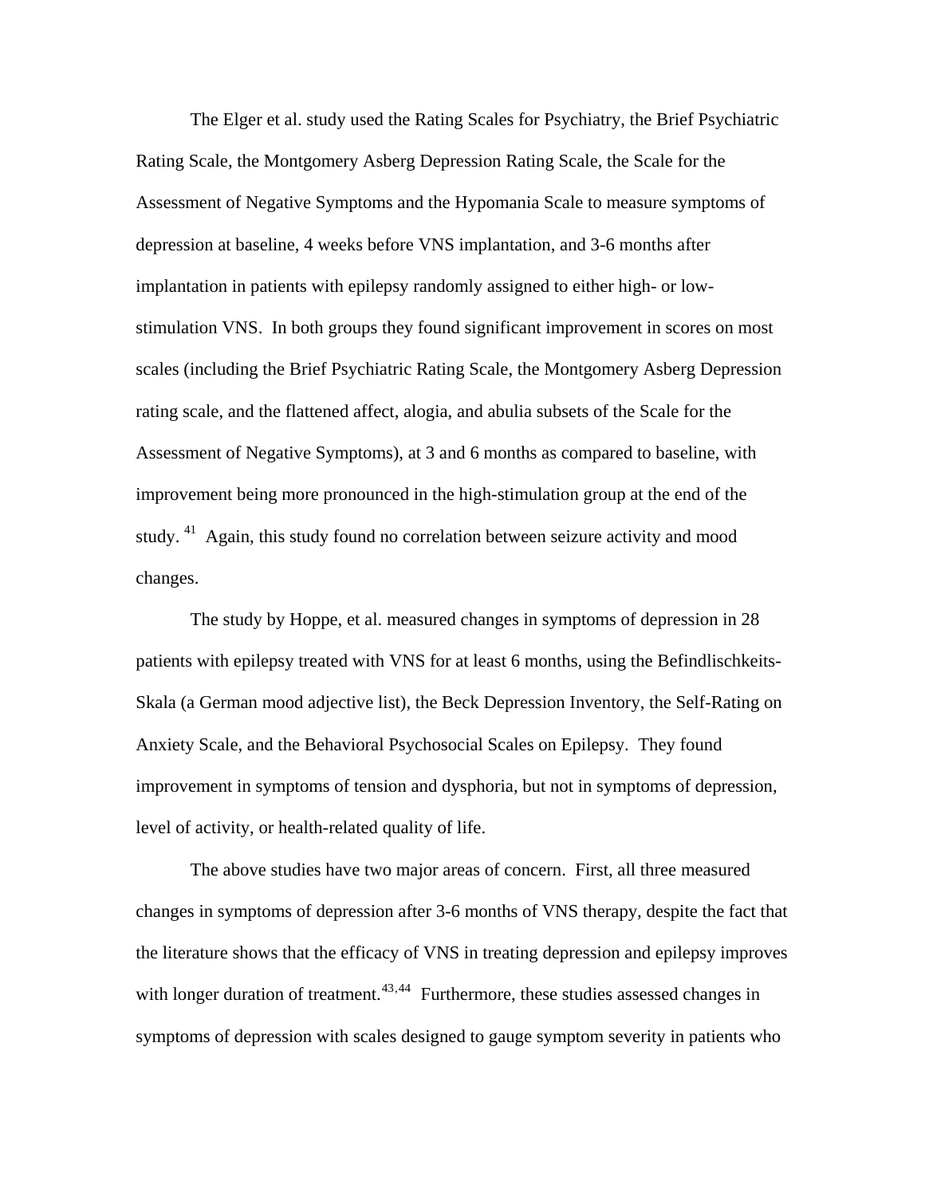The Elger et al. study used the Rating Scales for Psychiatry, the Brief Psychiatric Rating Scale, the Montgomery Asberg Depression Rating Scale, the Scale for the Assessment of Negative Symptoms and the Hypomania Scale to measure symptoms of depression at baseline, 4 weeks before VNS implantation, and 3-6 months after implantation in patients with epilepsy randomly assigned to either high- or low-stimulation VNS. In both groups they found significant improvement in scores on most scales (including the Brief Psychiatric Rating Scale, the Montgomery Asberg Depression rating scale, and the flattened affect, alogia, and abulia subsets of the Scale for the Assessment of Negative Symptoms), at 3 and 6 months as compared to baseline, with improvement being more pronounced in the high-stimulation group at the end of the study. [41] Again, this study found no correlation between seizure activity and mood changes.

The study by Hoppe, et al. measured changes in symptoms of depression in 28 patients with epilepsy treated with VNS for at least 6 months, using the Befindlischkeits-Skala (a German mood adjective list), the Beck Depression Inventory, the Self-Rating on Anxiety Scale, and the Behavioral Psychosocial Scales on Epilepsy. They found improvement in symptoms of tension and dysphoria, but not in symptoms of depression, level of activity, or health-related quality of life.

The above studies have two major areas of concern. First, all three measured changes in symptoms of depression after 3-6 months of VNS therapy, despite the fact that the literature shows that the efficacy of VNS in treating depression and epilepsy improves with longer duration of treatment. [43,44] Furthermore, these studies assessed changes in symptoms of depression with scales designed to gauge symptom severity in patients who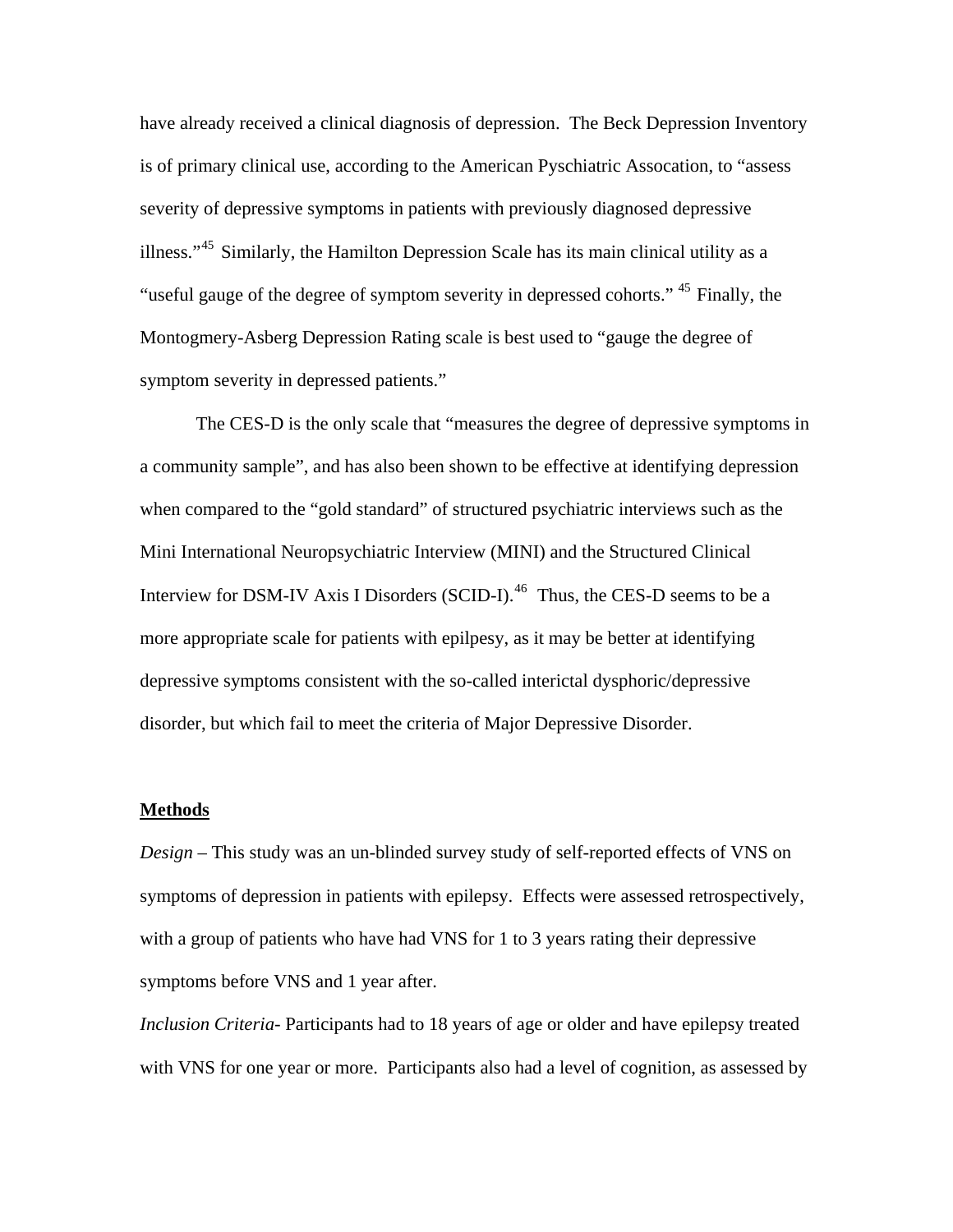have already received a clinical diagnosis of depression. The Beck Depression Inventory is of primary clinical use, according to the American Pyschiatric Assocation, to "assess severity of depressive symptoms in patients with previously diagnosed depressive illness."[45] Similarly, the Hamilton Depression Scale has its main clinical utility as a "useful gauge of the degree of symptom severity in depressed cohorts." [45] Finally, the Montogmery-Asberg Depression Rating scale is best used to "gauge the degree of symptom severity in depressed patients."

The CES-D is the only scale that "measures the degree of depressive symptoms in a community sample", and has also been shown to be effective at identifying depression when compared to the "gold standard" of structured psychiatric interviews such as the Mini International Neuropsychiatric Interview (MINI) and the Structured Clinical Interview for DSM-IV Axis I Disorders (SCID-I).[46] Thus, the CES-D seems to be a more appropriate scale for patients with epilpesy, as it may be better at identifying depressive symptoms consistent with the so-called interictal dysphoric/depressive disorder, but which fail to meet the criteria of Major Depressive Disorder.

## Methods

*Design* – This study was an un-blinded survey study of self-reported effects of VNS on symptoms of depression in patients with epilepsy. Effects were assessed retrospectively, with a group of patients who have had VNS for 1 to 3 years rating their depressive symptoms before VNS and 1 year after.

*Inclusion Criteria*- Participants had to 18 years of age or older and have epilepsy treated with VNS for one year or more. Participants also had a level of cognition, as assessed by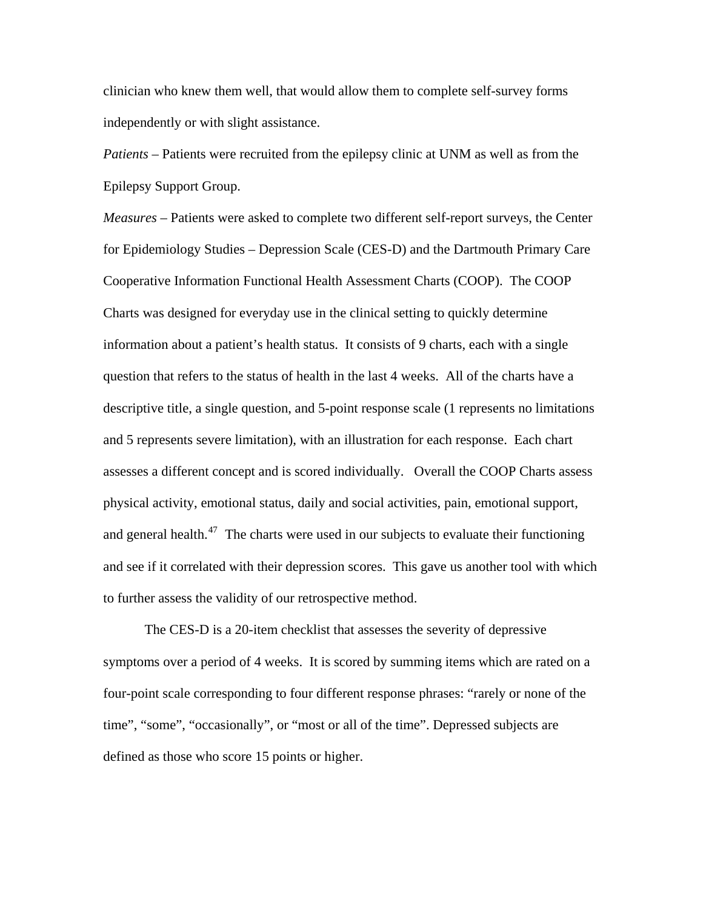clinician who knew them well, that would allow them to complete self-survey forms independently or with slight assistance.

*Patients* – Patients were recruited from the epilepsy clinic at UNM as well as from the Epilepsy Support Group.

*Measures* – Patients were asked to complete two different self-report surveys, the Center for Epidemiology Studies – Depression Scale (CES-D) and the Dartmouth Primary Care Cooperative Information Functional Health Assessment Charts (COOP). The COOP Charts was designed for everyday use in the clinical setting to quickly determine information about a patient's health status. It consists of 9 charts, each with a single question that refers to the status of health in the last 4 weeks. All of the charts have a descriptive title, a single question, and 5-point response scale (1 represents no limitations and 5 represents severe limitation), with an illustration for each response. Each chart assesses a different concept and is scored individually. Overall the COOP Charts assess physical activity, emotional status, daily and social activities, pain, emotional support, and general health.[47] The charts were used in our subjects to evaluate their functioning and see if it correlated with their depression scores. This gave us another tool with which to further assess the validity of our retrospective method.

The CES-D is a 20-item checklist that assesses the severity of depressive symptoms over a period of 4 weeks. It is scored by summing items which are rated on a four-point scale corresponding to four different response phrases: "rarely or none of the time", "some", "occasionally", or "most or all of the time". Depressed subjects are defined as those who score 15 points or higher.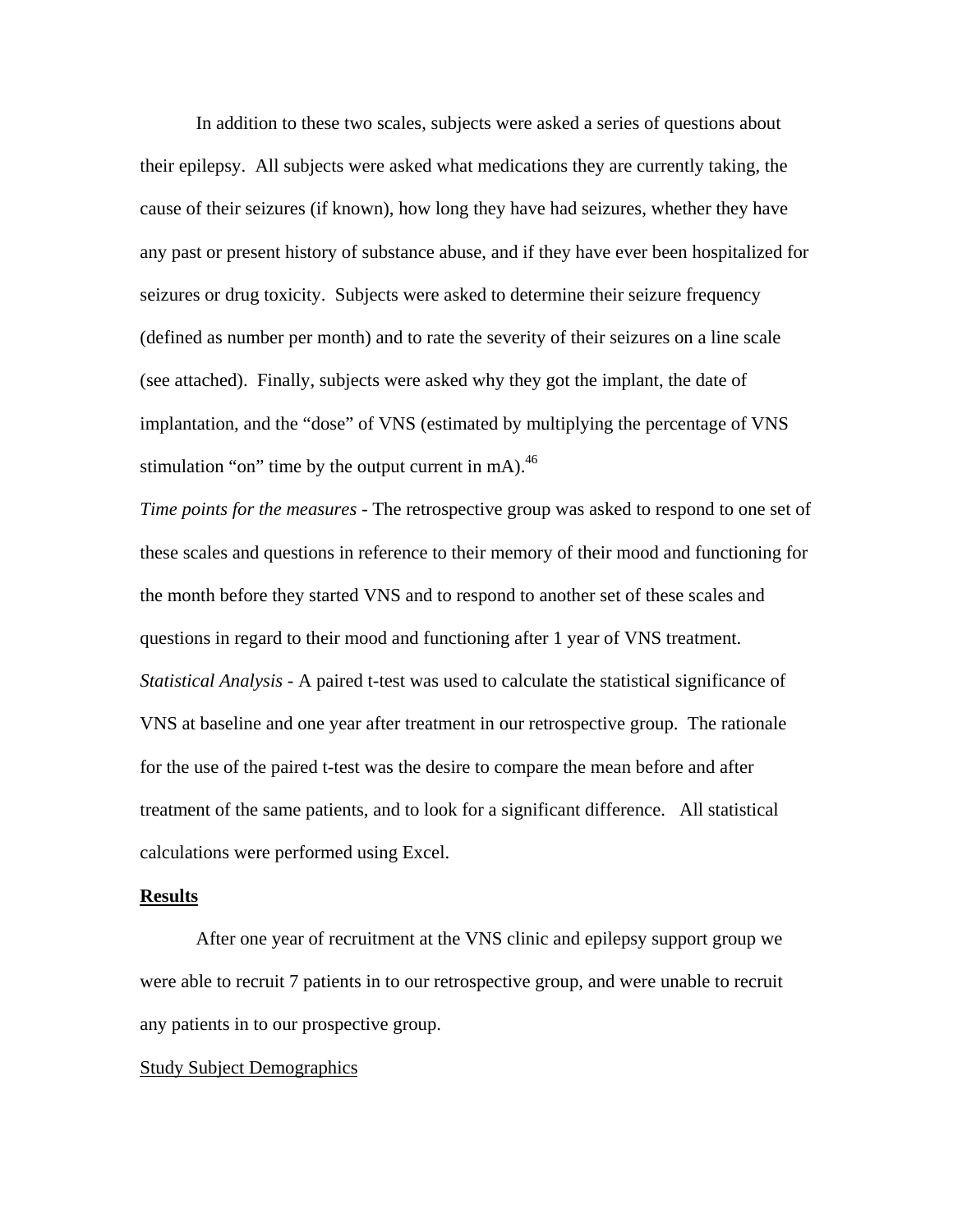In addition to these two scales, subjects were asked a series of questions about their epilepsy. All subjects were asked what medications they are currently taking, the cause of their seizures (if known), how long they have had seizures, whether they have any past or present history of substance abuse, and if they have ever been hospitalized for seizures or drug toxicity. Subjects were asked to determine their seizure frequency (defined as number per month) and to rate the severity of their seizures on a line scale (see attached). Finally, subjects were asked why they got the implant, the date of implantation, and the "dose" of VNS (estimated by multiplying the percentage of VNS stimulation "on" time by the output current in mA).[46]

*Time points for the measures* - The retrospective group was asked to respond to one set of these scales and questions in reference to their memory of their mood and functioning for the month before they started VNS and to respond to another set of these scales and questions in regard to their mood and functioning after 1 year of VNS treatment.

*Statistical Analysis* - A paired t-test was used to calculate the statistical significance of VNS at baseline and one year after treatment in our retrospective group. The rationale for the use of the paired t-test was the desire to compare the mean before and after treatment of the same patients, and to look for a significant difference. All statistical calculations were performed using Excel.

## **Results**

After one year of recruitment at the VNS clinic and epilepsy support group we were able to recruit 7 patients in to our retrospective group, and were unable to recruit any patients in to our prospective group.

### Study Subject Demographics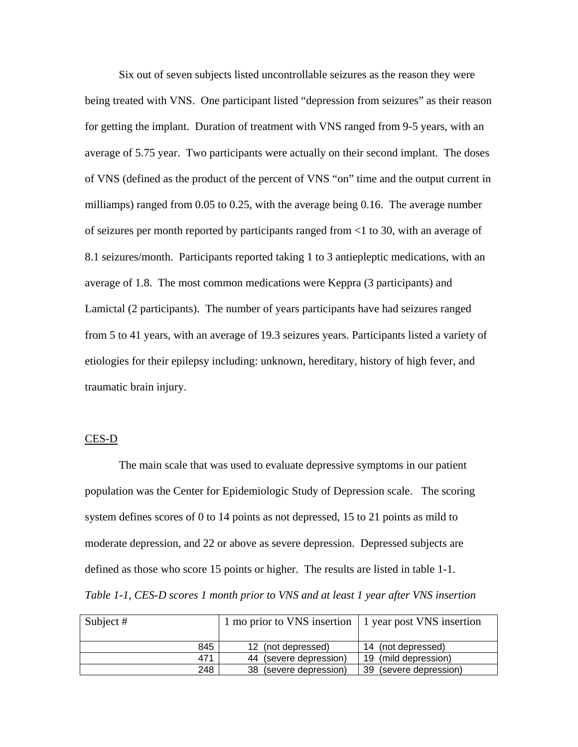Six out of seven subjects listed uncontrollable seizures as the reason they were being treated with VNS. One participant listed "depression from seizures" as their reason for getting the implant. Duration of treatment with VNS ranged from 9-5 years, with an average of 5.75 year. Two participants were actually on their second implant. The doses of VNS (defined as the product of the percent of VNS "on" time and the output current in milliamps) ranged from 0.05 to 0.25, with the average being 0.16. The average number of seizures per month reported by participants ranged from <1 to 30, with an average of 8.1 seizures/month. Participants reported taking 1 to 3 antiepleptic medications, with an average of 1.8. The most common medications were Keppra (3 participants) and Lamictal (2 participants). The number of years participants have had seizures ranged from 5 to 41 years, with an average of 19.3 seizures years. Participants listed a variety of etiologies for their epilepsy including: unknown, hereditary, history of high fever, and traumatic brain injury.

CES-D

The main scale that was used to evaluate depressive symptoms in our patient population was the Center for Epidemiologic Study of Depression scale. The scoring system defines scores of 0 to 14 points as not depressed, 15 to 21 points as mild to moderate depression, and 22 or above as severe depression. Depressed subjects are defined as those who score 15 points or higher. The results are listed in table 1-1.

*Table 1-1, CES-D scores 1 month prior to VNS and at least 1 year after VNS insertion*

| Subject # | 1 mo prior to VNS insertion | 1 year post VNS insertion |
|---|---|---|
| 845 | 12 (not depressed) | 14 (not depressed) |
| 471 | 44 (severe depression) | 19 (mild depression) |
| 248 | 38 (severe depression) | 39 (severe depression) |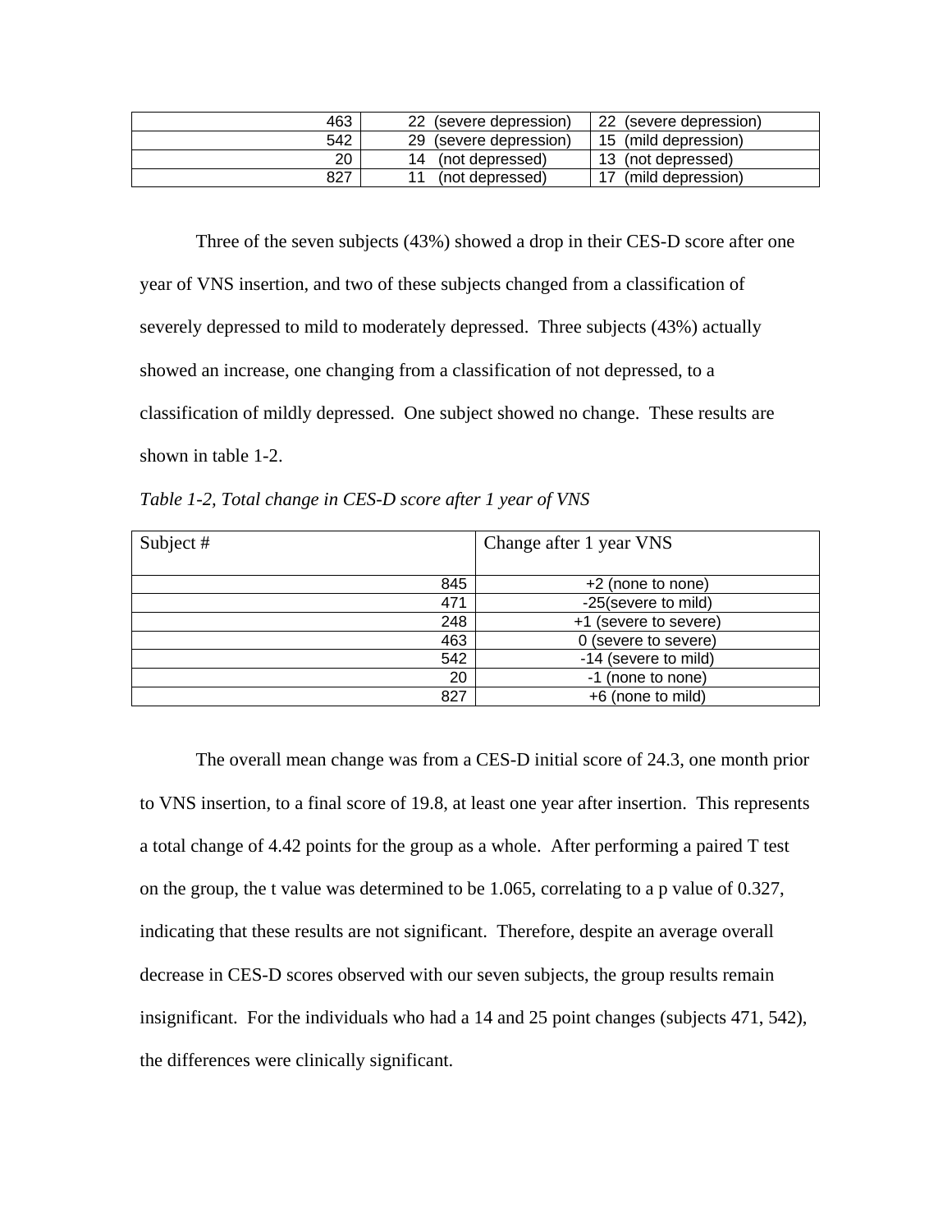| | | |
|---|---|---|
| 463 | 22 (severe depression) | 22 (severe depression) |
| 542 | 29 (severe depression) | 15 (mild depression) |
| 20 | 14 (not depressed) | 13 (not depressed) |
| 827 | 11 (not depressed) | 17 (mild depression) |

Three of the seven subjects (43%) showed a drop in their CES-D score after one year of VNS insertion, and two of these subjects changed from a classification of severely depressed to mild to moderately depressed. Three subjects (43%) actually showed an increase, one changing from a classification of not depressed, to a classification of mildly depressed. One subject showed no change. These results are shown in table 1-2.

*Table 1-2, Total change in CES-D score after 1 year of VNS*

| Subject # | Change after 1 year VNS |
|---|---|
| 845 | +2 (none to none) |
| 471 | -25(severe to mild) |
| 248 | +1 (severe to severe) |
| 463 | 0 (severe to severe) |
| 542 | -14 (severe to mild) |
| 20 | -1 (none to none) |
| 827 | +6 (none to mild) |

The overall mean change was from a CES-D initial score of 24.3, one month prior to VNS insertion, to a final score of 19.8, at least one year after insertion. This represents a total change of 4.42 points for the group as a whole. After performing a paired T test on the group, the t value was determined to be 1.065, correlating to a p value of 0.327, indicating that these results are not significant. Therefore, despite an average overall decrease in CES-D scores observed with our seven subjects, the group results remain insignificant. For the individuals who had a 14 and 25 point changes (subjects 471, 542), the differences were clinically significant.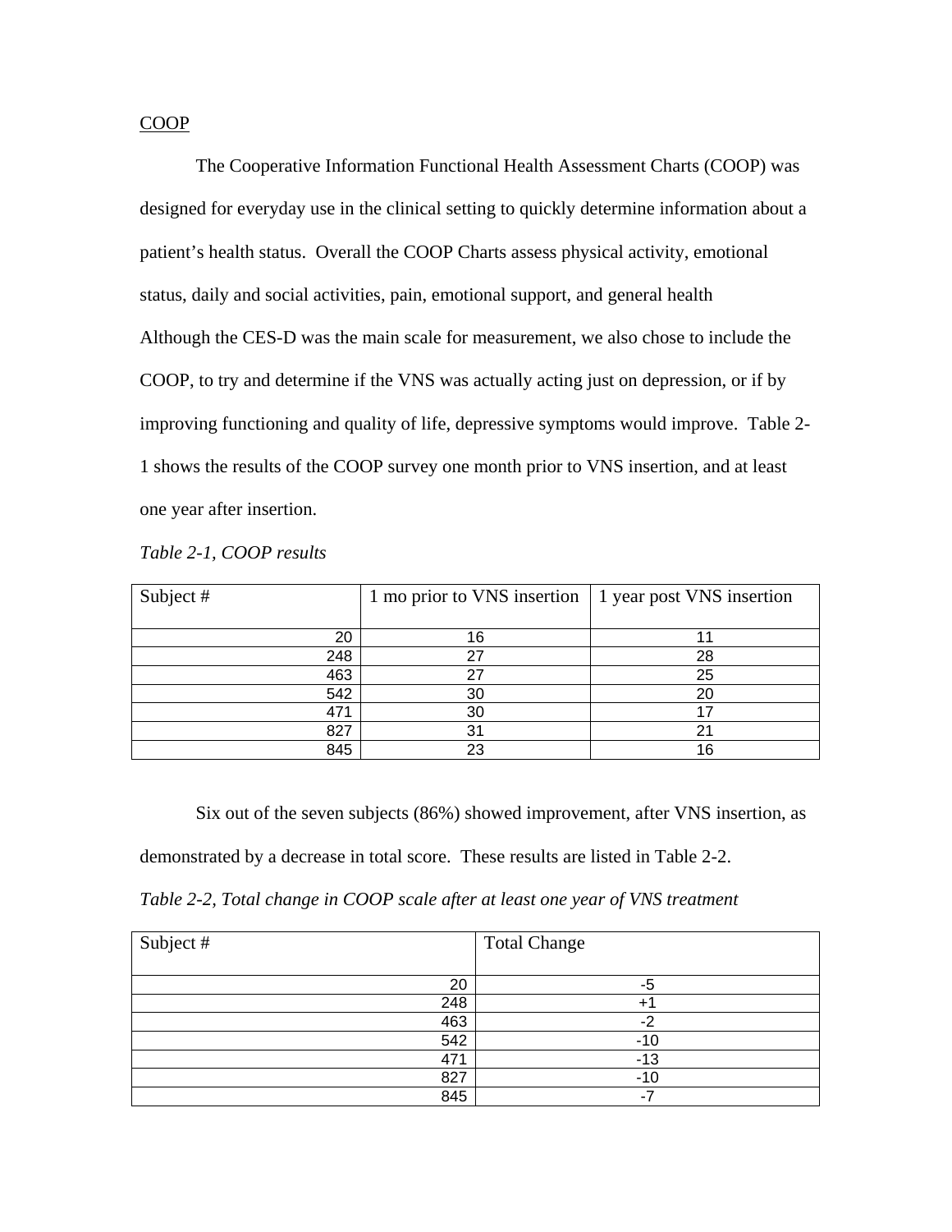COOP

The Cooperative Information Functional Health Assessment Charts (COOP) was designed for everyday use in the clinical setting to quickly determine information about a patient's health status. Overall the COOP Charts assess physical activity, emotional status, daily and social activities, pain, emotional support, and general health Although the CES-D was the main scale for measurement, we also chose to include the COOP, to try and determine if the VNS was actually acting just on depression, or if by improving functioning and quality of life, depressive symptoms would improve. Table 2-1 shows the results of the COOP survey one month prior to VNS insertion, and at least one year after insertion.

*Table 2-1, COOP results*

| Subject # | 1 mo prior to VNS insertion | 1 year post VNS insertion |
|---|---|---|
| 20 | 16 | 11 |
| 248 | 27 | 28 |
| 463 | 27 | 25 |
| 542 | 30 | 20 |
| 471 | 30 | 17 |
| 827 | 31 | 21 |
| 845 | 23 | 16 |

Six out of the seven subjects (86%) showed improvement, after VNS insertion, as demonstrated by a decrease in total score. These results are listed in Table 2-2.

*Table 2-2, Total change in COOP scale after at least one year of VNS treatment*

| Subject # | Total Change |
|---|---|
| 20 | -5 |
| 248 | +1 |
| 463 | -2 |
| 542 | -10 |
| 471 | -13 |
| 827 | -10 |
| 845 | -7 |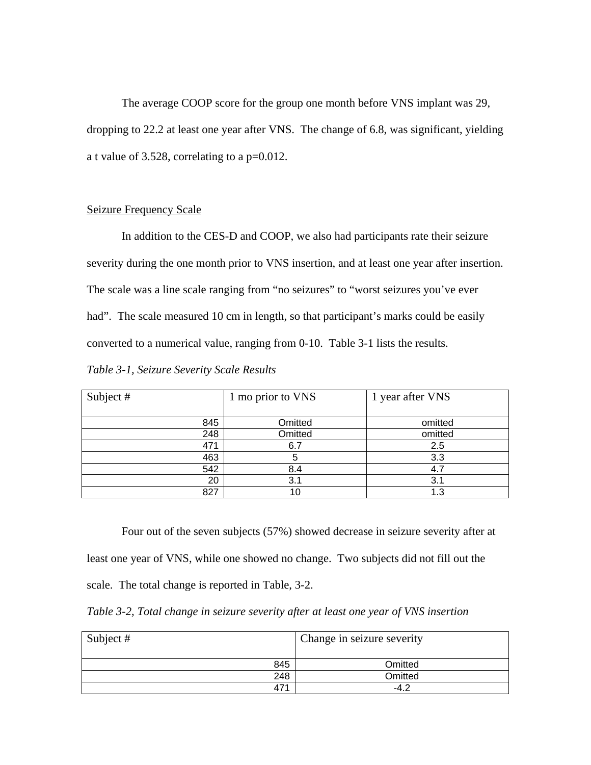The average COOP score for the group one month before VNS implant was 29, dropping to 22.2 at least one year after VNS. The change of 6.8, was significant, yielding a t value of 3.528, correlating to a p=0.012.

Seizure Frequency Scale

In addition to the CES-D and COOP, we also had participants rate their seizure severity during the one month prior to VNS insertion, and at least one year after insertion. The scale was a line scale ranging from "no seizures" to "worst seizures you've ever had". The scale measured 10 cm in length, so that participant's marks could be easily converted to a numerical value, ranging from 0-10. Table 3-1 lists the results.

*Table 3-1, Seizure Severity Scale Results*

| Subject # | 1 mo prior to VNS | 1 year after VNS |
|---|---|---|
| 845 | Omitted | omitted |
| 248 | Omitted | omitted |
| 471 | 6.7 | 2.5 |
| 463 | 5 | 3.3 |
| 542 | 8.4 | 4.7 |
| 20 | 3.1 | 3.1 |
| 827 | 10 | 1.3 |

Four out of the seven subjects (57%) showed decrease in seizure severity after at least one year of VNS, while one showed no change. Two subjects did not fill out the scale. The total change is reported in Table, 3-2.

*Table 3-2, Total change in seizure severity after at least one year of VNS insertion*

| Subject # | Change in seizure severity |
|---|---|
| 845 | Omitted |
| 248 | Omitted |
| 471 | -4.2 |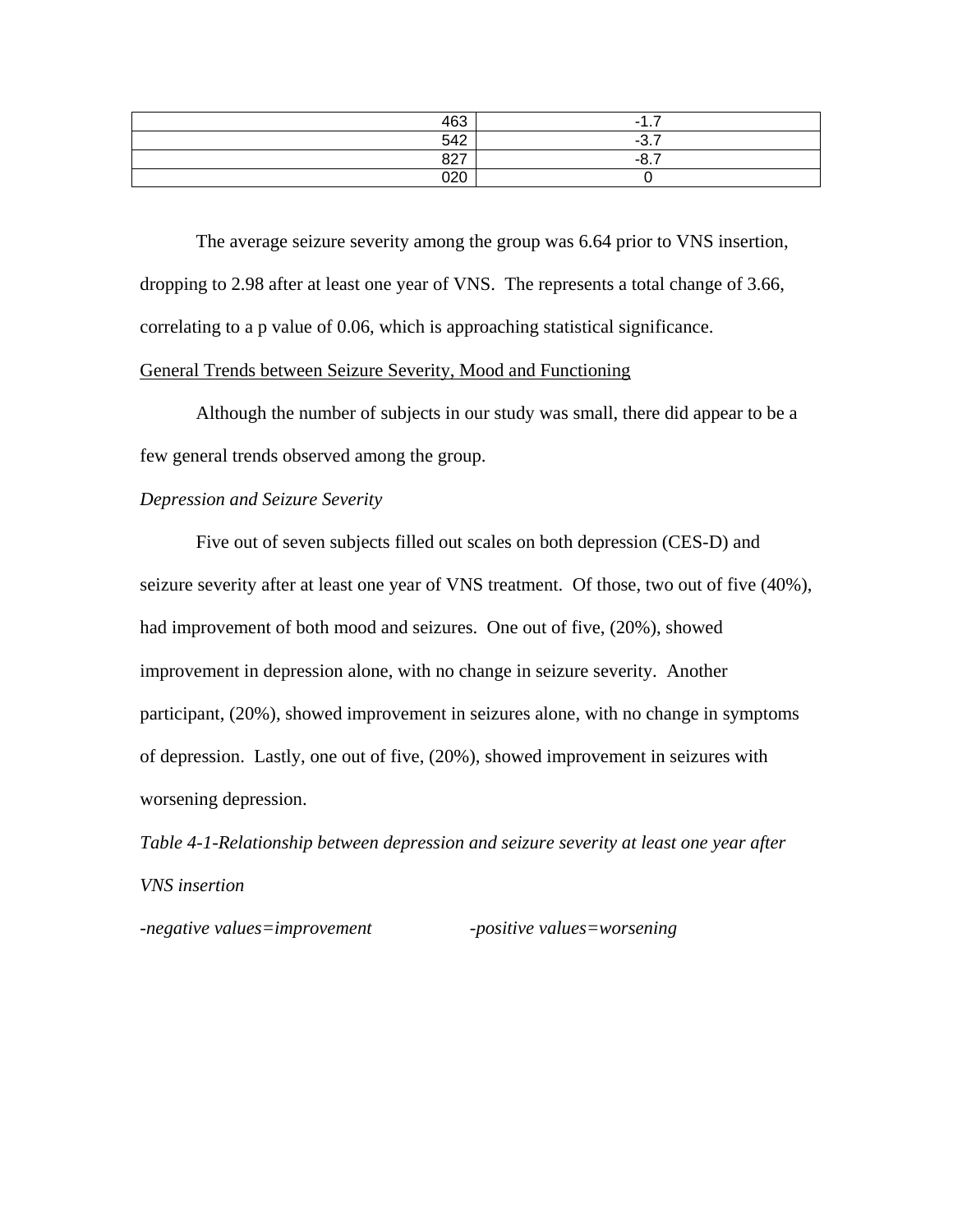| | |
|---|---|
| 463 | -1.7 |
| 542 | -3.7 |
| 827 | -8.7 |
| 020 | 0 |

The average seizure severity among the group was 6.64 prior to VNS insertion, dropping to 2.98 after at least one year of VNS. The represents a total change of 3.66, correlating to a p value of 0.06, which is approaching statistical significance.

General Trends between Seizure Severity, Mood and Functioning

Although the number of subjects in our study was small, there did appear to be a few general trends observed among the group.

*Depression and Seizure Severity*

Five out of seven subjects filled out scales on both depression (CES-D) and seizure severity after at least one year of VNS treatment. Of those, two out of five (40%), had improvement of both mood and seizures. One out of five, (20%), showed improvement in depression alone, with no change in seizure severity. Another participant, (20%), showed improvement in seizures alone, with no change in symptoms of depression. Lastly, one out of five, (20%), showed improvement in seizures with worsening depression.

*Table 4-1-Relationship between depression and seizure severity at least one year after VNS insertion*

*-negative values=improvement* *-positive values=worsening*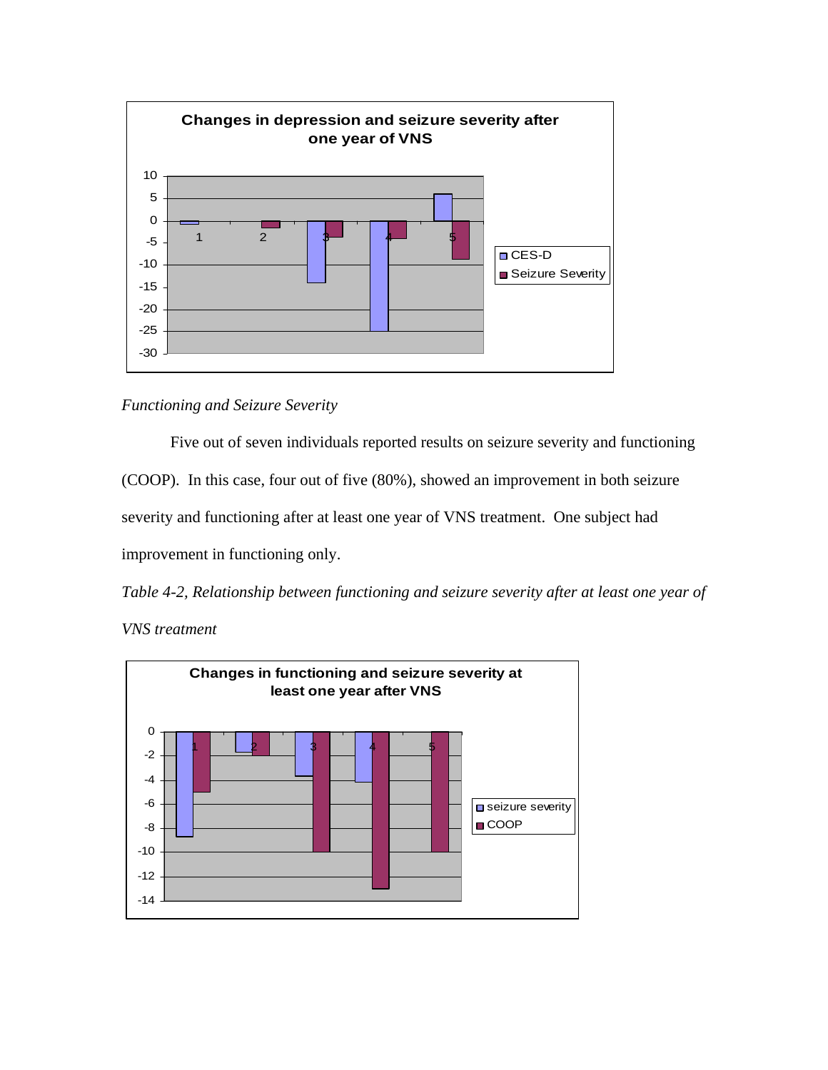*Functioning and Seizure Severity*

Five out of seven individuals reported results on seizure severity and functioning (COOP). In this case, four out of five (80%), showed an improvement in both seizure severity and functioning after at least one year of VNS treatment. One subject had improvement in functioning only.

*Table 4-2, Relationship between functioning and seizure severity after at least one year of VNS treatment*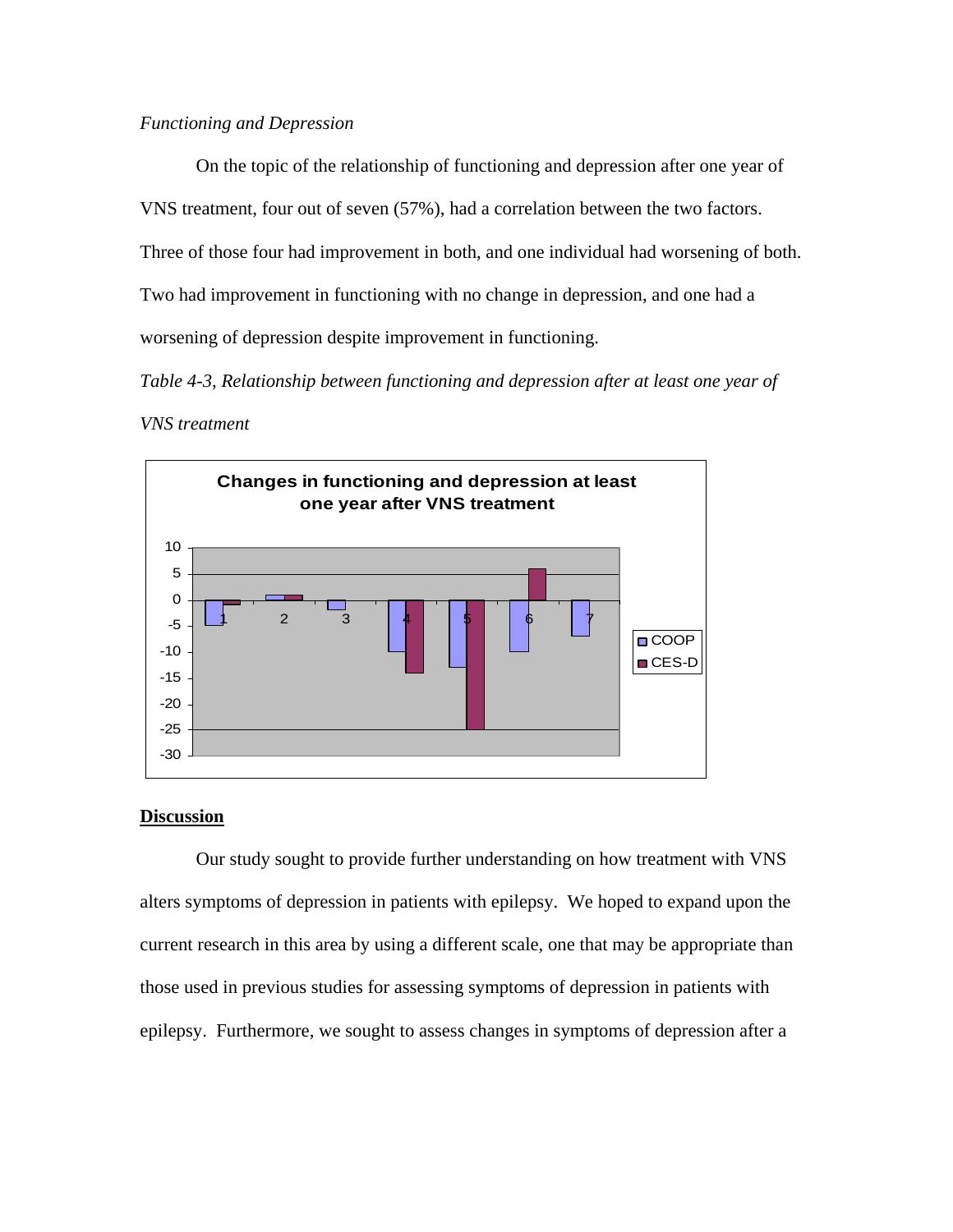*Functioning and Depression*

On the topic of the relationship of functioning and depression after one year of VNS treatment, four out of seven (57%), had a correlation between the two factors. Three of those four had improvement in both, and one individual had worsening of both. Two had improvement in functioning with no change in depression, and one had a worsening of depression despite improvement in functioning.

*Table 4-3, Relationship between functioning and depression after at least one year of VNS treatment*

**Changes in functioning and depression at least one year after VNS treatment**

## Discussion

Our study sought to provide further understanding on how treatment with VNS alters symptoms of depression in patients with epilepsy. We hoped to expand upon the current research in this area by using a different scale, one that may be appropriate than those used in previous studies for assessing symptoms of depression in patients with epilepsy. Furthermore, we sought to assess changes in symptoms of depression after a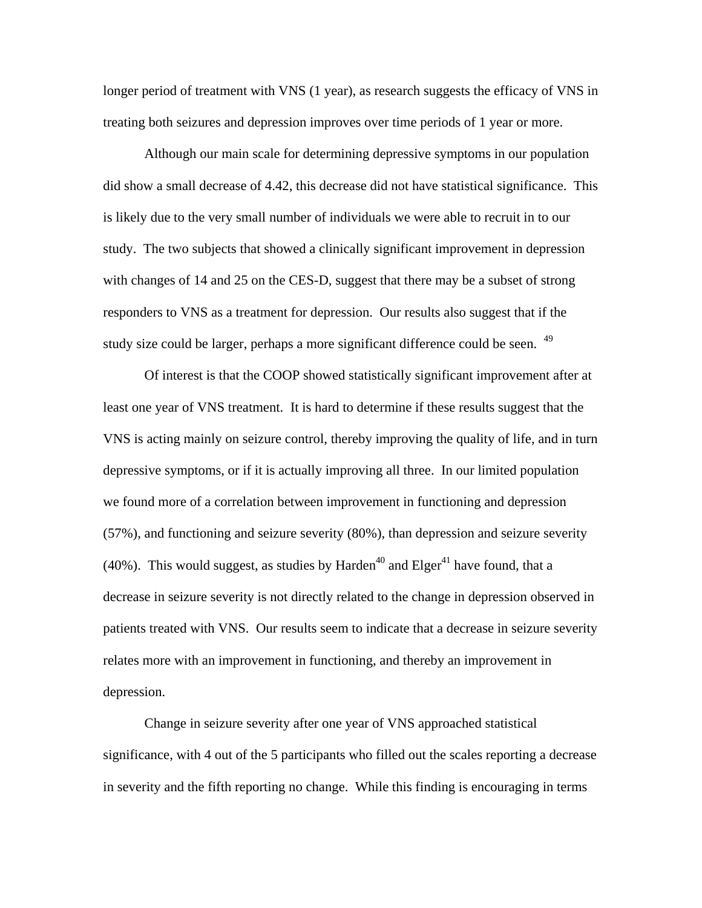longer period of treatment with VNS (1 year), as research suggests the efficacy of VNS in treating both seizures and depression improves over time periods of 1 year or more.

Although our main scale for determining depressive symptoms in our population did show a small decrease of 4.42, this decrease did not have statistical significance. This is likely due to the very small number of individuals we were able to recruit in to our study. The two subjects that showed a clinically significant improvement in depression with changes of 14 and 25 on the CES-D, suggest that there may be a subset of strong responders to VNS as a treatment for depression. Our results also suggest that if the study size could be larger, perhaps a more significant difference could be seen. [49]

Of interest is that the COOP showed statistically significant improvement after at least one year of VNS treatment. It is hard to determine if these results suggest that the VNS is acting mainly on seizure control, thereby improving the quality of life, and in turn depressive symptoms, or if it is actually improving all three. In our limited population we found more of a correlation between improvement in functioning and depression (57%), and functioning and seizure severity (80%), than depression and seizure severity (40%). This would suggest, as studies by Harden[40] and Elger[41] have found, that a decrease in seizure severity is not directly related to the change in depression observed in patients treated with VNS. Our results seem to indicate that a decrease in seizure severity relates more with an improvement in functioning, and thereby an improvement in depression.

Change in seizure severity after one year of VNS approached statistical significance, with 4 out of the 5 participants who filled out the scales reporting a decrease in severity and the fifth reporting no change. While this finding is encouraging in terms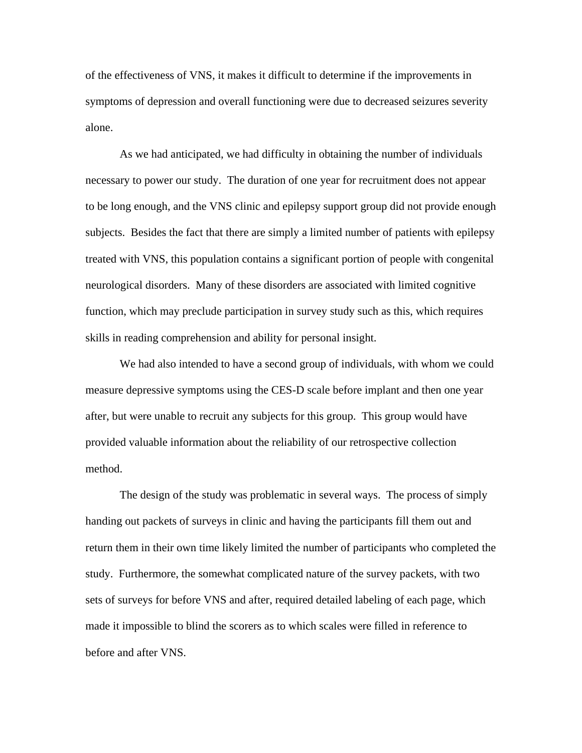of the effectiveness of VNS, it makes it difficult to determine if the improvements in symptoms of depression and overall functioning were due to decreased seizures severity alone.

As we had anticipated, we had difficulty in obtaining the number of individuals necessary to power our study. The duration of one year for recruitment does not appear to be long enough, and the VNS clinic and epilepsy support group did not provide enough subjects. Besides the fact that there are simply a limited number of patients with epilepsy treated with VNS, this population contains a significant portion of people with congenital neurological disorders. Many of these disorders are associated with limited cognitive function, which may preclude participation in survey study such as this, which requires skills in reading comprehension and ability for personal insight.

We had also intended to have a second group of individuals, with whom we could measure depressive symptoms using the CES-D scale before implant and then one year after, but were unable to recruit any subjects for this group. This group would have provided valuable information about the reliability of our retrospective collection method.

The design of the study was problematic in several ways. The process of simply handing out packets of surveys in clinic and having the participants fill them out and return them in their own time likely limited the number of participants who completed the study. Furthermore, the somewhat complicated nature of the survey packets, with two sets of surveys for before VNS and after, required detailed labeling of each page, which made it impossible to blind the scorers as to which scales were filled in reference to before and after VNS.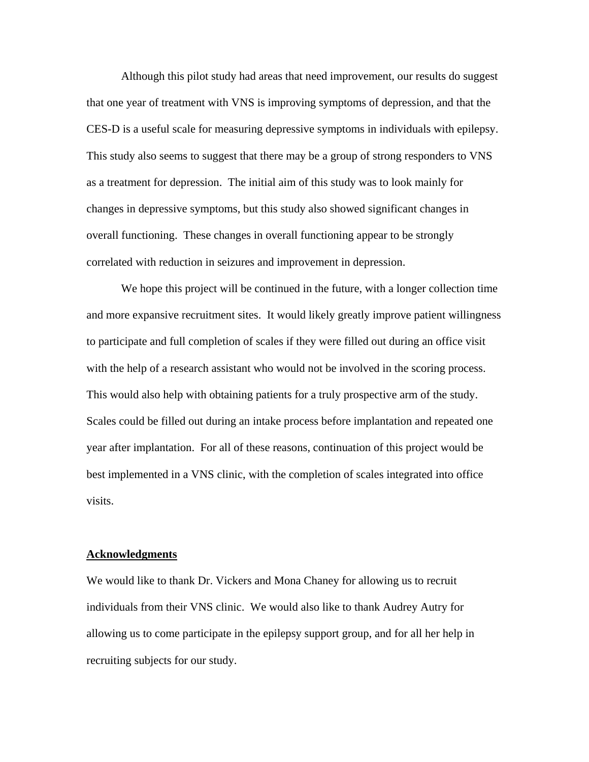Although this pilot study had areas that need improvement, our results do suggest that one year of treatment with VNS is improving symptoms of depression, and that the CES-D is a useful scale for measuring depressive symptoms in individuals with epilepsy. This study also seems to suggest that there may be a group of strong responders to VNS as a treatment for depression. The initial aim of this study was to look mainly for changes in depressive symptoms, but this study also showed significant changes in overall functioning. These changes in overall functioning appear to be strongly correlated with reduction in seizures and improvement in depression.

We hope this project will be continued in the future, with a longer collection time and more expansive recruitment sites. It would likely greatly improve patient willingness to participate and full completion of scales if they were filled out during an office visit with the help of a research assistant who would not be involved in the scoring process. This would also help with obtaining patients for a truly prospective arm of the study. Scales could be filled out during an intake process before implantation and repeated one year after implantation. For all of these reasons, continuation of this project would be best implemented in a VNS clinic, with the completion of scales integrated into office visits.

## Acknowledgments

We would like to thank Dr. Vickers and Mona Chaney for allowing us to recruit individuals from their VNS clinic. We would also like to thank Audrey Autry for allowing us to come participate in the epilepsy support group, and for all her help in recruiting subjects for our study.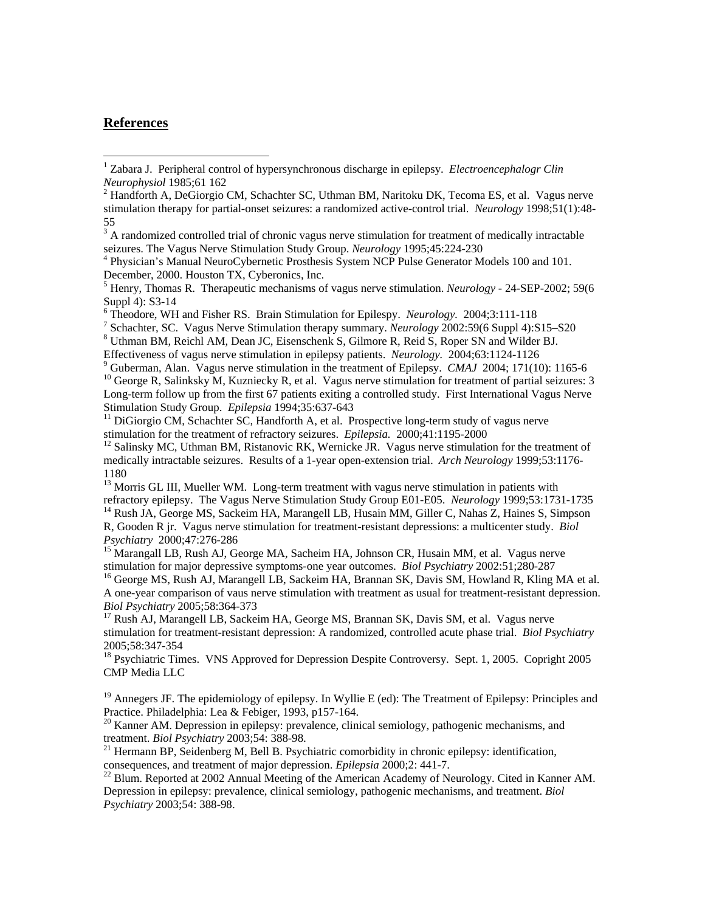## References

[1] Zabara J. Peripheral control of hypersynchronous discharge in epilepsy. *Electroencephalogr Clin Neurophysiol* 1985;61 162

[2] Handforth A, DeGiorgio CM, Schachter SC, Uthman BM, Naritoku DK, Tecoma ES, et al. Vagus nerve stimulation therapy for partial-onset seizures: a randomized active-control trial. *Neurology* 1998;51(1):48-55

[3] A randomized controlled trial of chronic vagus nerve stimulation for treatment of medically intractable seizures. The Vagus Nerve Stimulation Study Group. *Neurology* 1995;45:224-230

[4] Physician's Manual NeuroCybernetic Prosthesis System NCP Pulse Generator Models 100 and 101. December, 2000. Houston TX, Cyberonics, Inc.

[5] Henry, Thomas R. Therapeutic mechanisms of vagus nerve stimulation. *Neurology* - 24-SEP-2002; 59(6 Suppl 4): S3-14

[6] Theodore, WH and Fisher RS. Brain Stimulation for Epilespy. *Neurology.* 2004;3:111-118

[7] Schachter, SC. Vagus Nerve Stimulation therapy summary. *Neurology* 2002:59(6 Suppl 4):S15–S20

[8] Uthman BM, Reichl AM, Dean JC, Eisenschenk S, Gilmore R, Reid S, Roper SN and Wilder BJ. Effectiveness of vagus nerve stimulation in epilepsy patients. *Neurology.* 2004;63:1124-1126

[9] Guberman, Alan. Vagus nerve stimulation in the treatment of Epilepsy. *CMAJ* 2004; 171(10): 1165-6

[10] George R, Salinksky M, Kuzniecky R, et al. Vagus nerve stimulation for treatment of partial seizures: 3 Long-term follow up from the first 67 patients exiting a controlled study. First International Vagus Nerve Stimulation Study Group. *Epilepsia* 1994;35:637-643

[11] DiGiorgio CM, Schachter SC, Handforth A, et al. Prospective long-term study of vagus nerve stimulation for the treatment of refractory seizures. *Epilepsia.* 2000;41:1195-2000

[12] Salinsky MC, Uthman BM, Ristanovic RK, Wernicke JR. Vagus nerve stimulation for the treatment of medically intractable seizures. Results of a 1-year open-extension trial. *Arch Neurology* 1999;53:1176-1180

[13] Morris GL III, Mueller WM. Long-term treatment with vagus nerve stimulation in patients with refractory epilepsy. The Vagus Nerve Stimulation Study Group E01-E05. *Neurology* 1999;53:1731-1735

[14] Rush JA, George MS, Sackeim HA, Marangell LB, Husain MM, Giller C, Nahas Z, Haines S, Simpson R, Gooden R jr. Vagus nerve stimulation for treatment-resistant depressions: a multicenter study. *Biol Psychiatry* 2000;47:276-286

[15] Marangall LB, Rush AJ, George MA, Sacheim HA, Johnson CR, Husain MM, et al. Vagus nerve stimulation for major depressive symptoms-one year outcomes. *Biol Psychiatry* 2002:51;280-287

[16] George MS, Rush AJ, Marangell LB, Sackeim HA, Brannan SK, Davis SM, Howland R, Kling MA et al. A one-year comparison of vaus nerve stimulation with treatment as usual for treatment-resistant depression. *Biol Psychiatry* 2005;58:364-373

[17] Rush AJ, Marangell LB, Sackeim HA, George MS, Brannan SK, Davis SM, et al. Vagus nerve stimulation for treatment-resistant depression: A randomized, controlled acute phase trial. *Biol Psychiatry* 2005;58:347-354

[18] Psychiatric Times. VNS Approved for Depression Despite Controversy. Sept. 1, 2005. Copyright 2005 CMP Media LLC

[19] Annegers JF. The epidemiology of epilepsy. In Wyllie E (ed): The Treatment of Epilepsy: Principles and Practice. Philadelphia: Lea & Febiger, 1993, p157-164.

[20] Kanner AM. Depression in epilepsy: prevalence, clinical semiology, pathogenic mechanisms, and treatment. *Biol Psychiatry* 2003;54: 388-98.

[21] Hermann BP, Seidenberg M, Bell B. Psychiatric comorbidity in chronic epilepsy: identification, consequences, and treatment of major depression. *Epilepsia* 2000;2: 441-7.

[22] Blum. Reported at 2002 Annual Meeting of the American Academy of Neurology. Cited in Kanner AM. Depression in epilepsy: prevalence, clinical semiology, pathogenic mechanisms, and treatment. *Biol Psychiatry* 2003;54: 388-98.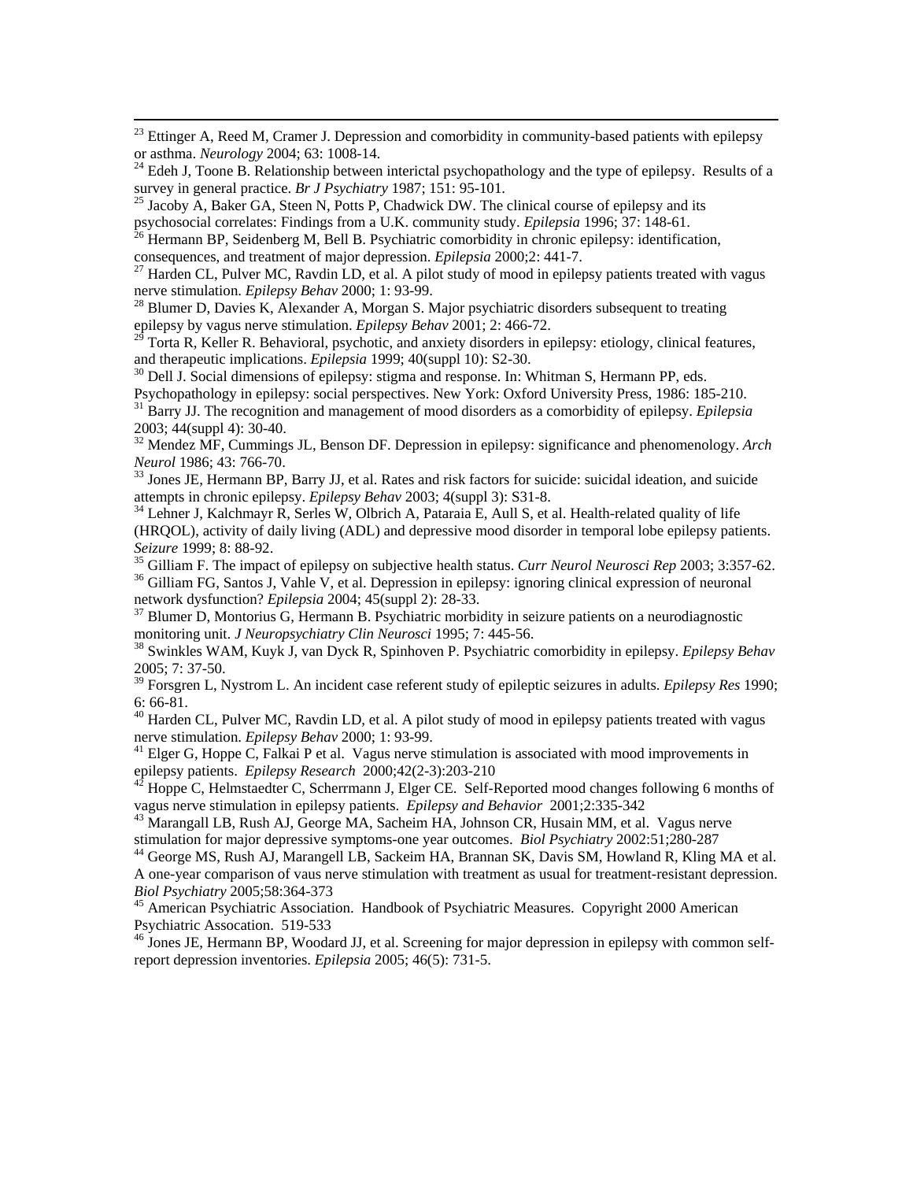[23] Ettinger A, Reed M, Cramer J. Depression and comorbidity in community-based patients with epilepsy or asthma. *Neurology* 2004; 63: 1008-14.

[24] Edeh J, Toone B. Relationship between interictal psychopathology and the type of epilepsy. Results of a survey in general practice. *Br J Psychiatry* 1987; 151: 95-101.

[25] Jacoby A, Baker GA, Steen N, Potts P, Chadwick DW. The clinical course of epilepsy and its psychosocial correlates: Findings from a U.K. community study. *Epilepsia* 1996; 37: 148-61.

[26] Hermann BP, Seidenberg M, Bell B. Psychiatric comorbidity in chronic epilepsy: identification, consequences, and treatment of major depression. *Epilepsia* 2000;2: 441-7.

[27] Harden CL, Pulver MC, Ravdin LD, et al. A pilot study of mood in epilepsy patients treated with vagus nerve stimulation. *Epilepsy Behav* 2000; 1: 93-99.

[28] Blumer D, Davies K, Alexander A, Morgan S. Major psychiatric disorders subsequent to treating epilepsy by vagus nerve stimulation. *Epilepsy Behav* 2001; 2: 466-72.

[29] Torta R, Keller R. Behavioral, psychotic, and anxiety disorders in epilepsy: etiology, clinical features, and therapeutic implications. *Epilepsia* 1999; 40(suppl 10): S2-30.

[30] Dell J. Social dimensions of epilepsy: stigma and response. In: Whitman S, Hermann PP, eds. Psychopathology in epilepsy: social perspectives. New York: Oxford University Press, 1986: 185-210.

[31] Barry JJ. The recognition and management of mood disorders as a comorbidity of epilepsy. *Epilepsia* 2003; 44(suppl 4): 30-40.

[32] Mendez MF, Cummings JL, Benson DF. Depression in epilepsy: significance and phenomenology. *Arch Neurol* 1986; 43: 766-70.

[33] Jones JE, Hermann BP, Barry JJ, et al. Rates and risk factors for suicide: suicidal ideation, and suicide attempts in chronic epilepsy. *Epilepsy Behav* 2003; 4(suppl 3): S31-8.

[34] Lehner J, Kalchmayr R, Serles W, Olbrich A, Pataraia E, Aull S, et al. Health-related quality of life (HRQOL), activity of daily living (ADL) and depressive mood disorder in temporal lobe epilepsy patients. *Seizure* 1999; 8: 88-92.

[35] Gilliam F. The impact of epilepsy on subjective health status. *Curr Neurol Neurosci Rep* 2003; 3:357-62.

[36] Gilliam FG, Santos J, Vahle V, et al. Depression in epilepsy: ignoring clinical expression of neuronal network dysfunction? *Epilepsia* 2004; 45(suppl 2): 28-33.

[37] Blumer D, Montorius G, Hermann B. Psychiatric morbidity in seizure patients on a neurodiagnostic monitoring unit. *J Neuropsychiatry Clin Neurosci* 1995; 7: 445-56.

[38] Swinkles WAM, Kuyk J, van Dyck R, Spinhoven P. Psychiatric comorbidity in epilepsy. *Epilepsy Behav* 2005; 7: 37-50.

[39] Forsgren L, Nystrom L. An incident case referent study of epileptic seizures in adults. *Epilepsy Res* 1990; 6: 66-81.

[40] Harden CL, Pulver MC, Ravdin LD, et al. A pilot study of mood in epilepsy patients treated with vagus nerve stimulation. *Epilepsy Behav* 2000; 1: 93-99.

[41] Elger G, Hoppe C, Falkai P et al. Vagus nerve stimulation is associated with mood improvements in epilepsy patients. *Epilepsy Research* 2000;42(2-3):203-210

[42] Hoppe C, Helmstaedter C, Scherrmann J, Elger CE. Self-Reported mood changes following 6 months of vagus nerve stimulation in epilepsy patients. *Epilepsy and Behavior* 2001;2:335-342

[43] Marangall LB, Rush AJ, George MA, Sacheim HA, Johnson CR, Husain MM, et al. Vagus nerve stimulation for major depressive symptoms-one year outcomes. *Biol Psychiatry* 2002:51;280-287

[44] George MS, Rush AJ, Marangell LB, Sackeim HA, Brannan SK, Davis SM, Howland R, Kling MA et al. A one-year comparison of vaus nerve stimulation with treatment as usual for treatment-resistant depression. *Biol Psychiatry* 2005;58:364-373

[45] American Psychiatric Association. Handbook of Psychiatric Measures. Copyright 2000 American Psychiatric Assocation. 519-533

[46] Jones JE, Hermann BP, Woodard JJ, et al. Screening for major depression in epilepsy with common self-report depression inventories. *Epilepsia* 2005; 46(5): 731-5.